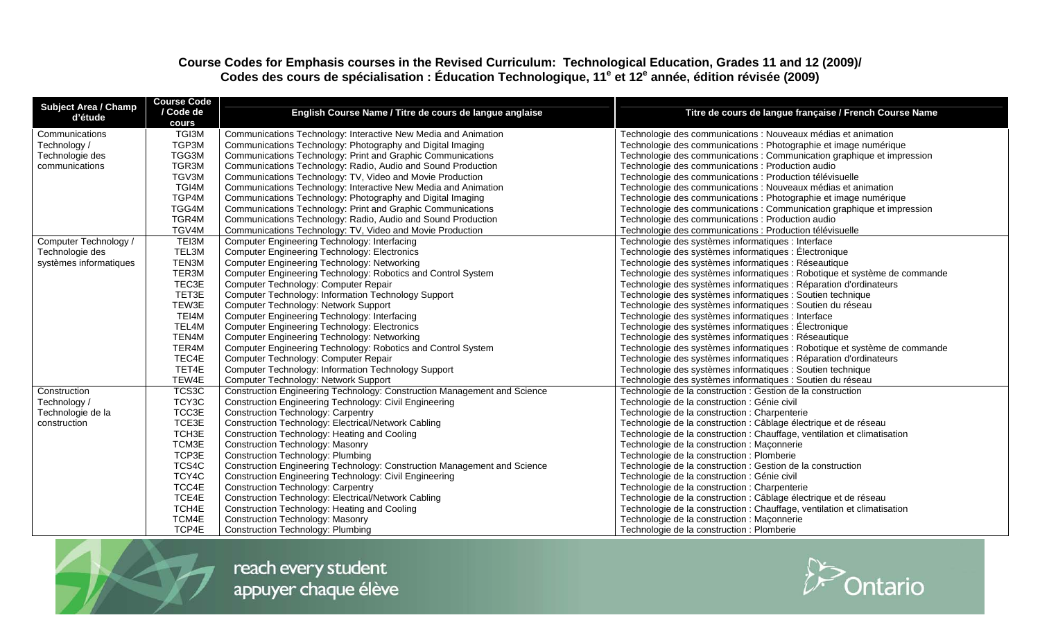**Course Codes for Emphasis courses in the Revised Curriculum: Technological Education, Grades 11 and 12 (2009)/ Codes des cours de spécialisation : Éducation Technologique, 11e et 12e année, édition révisée (2009)**

| Subject Area / Champ d'étude | Course Code / Code de cours | English Course Name / Titre de cours de langue anglaise | Titre de cours de langue française / French Course Name |
|---|---|---|---|
| Communications Technology / Technologie des communications | TGI3M | Communications Technology: Interactive New Media and Animation | Technologie des communications : Nouveaux médias et animation |
| | TGP3M | Communications Technology: Photography and Digital Imaging | Technologie des communications : Photographie et image numérique |
| | TGG3M | Communications Technology: Print and Graphic Communications | Technologie des communications : Communication graphique et impression |
| | TGR3M | Communications Technology: Radio, Audio and Sound Production | Technologie des communications : Production audio |
| | TGV3M | Communications Technology: TV, Video and Movie Production | Technologie des communications : Production télévisuelle |
| | TGI4M | Communications Technology: Interactive New Media and Animation | Technologie des communications : Nouveaux médias et animation |
| | TGP4M | Communications Technology: Photography and Digital Imaging | Technologie des communications : Photographie et image numérique |
| | TGG4M | Communications Technology: Print and Graphic Communications | Technologie des communications : Communication graphique et impression |
| | TGR4M | Communications Technology: Radio, Audio and Sound Production | Technologie des communications : Production audio |
| | TGV4M | Communications Technology: TV, Video and Movie Production | Technologie des communications : Production télévisuelle |
| Computer Technology / Technologie des systèmes informatiques | TEI3M | Computer Engineering Technology: Interfacing | Technologie des systèmes informatiques : Interface |
| | TEL3M | Computer Engineering Technology: Electronics | Technologie des systèmes informatiques : Électronique |
| | TEN3M | Computer Engineering Technology: Networking | Technologie des systèmes informatiques : Réseautique |
| | TER3M | Computer Engineering Technology: Robotics and Control System | Technologie des systèmes informatiques : Robotique et système de commande |
| | TEC3E | Computer Technology: Computer Repair | Technologie des systèmes informatiques : Réparation d'ordinateurs |
| | TET3E | Computer Technology: Information Technology Support | Technologie des systèmes informatiques : Soutien technique |
| | TEW3E | Computer Technology: Network Support | Technologie des systèmes informatiques : Soutien du réseau |
| | TEI4M | Computer Engineering Technology: Interfacing | Technologie des systèmes informatiques : Interface |
| | TEL4M | Computer Engineering Technology: Electronics | Technologie des systèmes informatiques : Électronique |
| | TEN4M | Computer Engineering Technology: Networking | Technologie des systèmes informatiques : Réseautique |
| | TER4M | Computer Engineering Technology: Robotics and Control System | Technologie des systèmes informatiques : Robotique et système de commande |
| | TEC4E | Computer Technology: Computer Repair | Technologie des systèmes informatiques : Réparation d'ordinateurs |
| | TET4E | Computer Technology: Information Technology Support | Technologie des systèmes informatiques : Soutien technique |
| | TEW4E | Computer Technology: Network Support | Technologie des systèmes informatiques : Soutien du réseau |
| Construction Technology / Technologie de la construction | TCS3C | Construction Engineering Technology: Construction Management and Science | Technologie de la construction : Gestion de la construction |
| | TCY3C | Construction Engineering Technology: Civil Engineering | Technologie de la construction : Génie civil |
| | TCC3E | Construction Technology: Carpentry | Technologie de la construction : Charpenterie |
| | TCE3E | Construction Technology: Electrical/Network Cabling | Technologie de la construction : Câblage électrique et de réseau |
| | TCH3E | Construction Technology: Heating and Cooling | Technologie de la construction : Chauffage, ventilation et climatisation |
| | TCM3E | Construction Technology: Masonry | Technologie de la construction : Maçonnerie |
| | TCP3E | Construction Technology: Plumbing | Technologie de la construction : Plomberie |
| | TCS4C | Construction Engineering Technology: Construction Management and Science | Technologie de la construction : Gestion de la construction |
| | TCY4C | Construction Engineering Technology: Civil Engineering | Technologie de la construction : Génie civil |
| | TCC4E | Construction Technology: Carpentry | Technologie de la construction : Charpenterie |
| | TCE4E | Construction Technology: Electrical/Network Cabling | Technologie de la construction : Câblage électrique et de réseau |
| | TCH4E | Construction Technology: Heating and Cooling | Technologie de la construction : Chauffage, ventilation et climatisation |
| | TCM4E | Construction Technology: Masonry | Technologie de la construction : Maçonnerie |
| | TCP4E | Construction Technology: Plumbing | Technologie de la construction : Plomberie |

reach every student
appuyer chaque élève

Ontario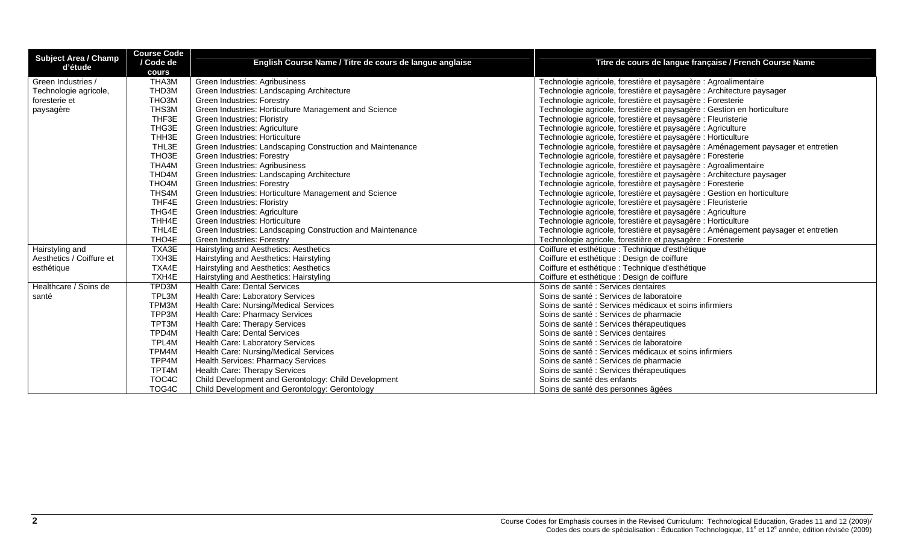| Subject Area / Champ d'étude | Course Code / Code de cours | English Course Name / Titre de cours de langue anglaise | Titre de cours de langue française / French Course Name |
|---|---|---|---|
| Green Industries / Technologie agricole, foresterie et paysagère | THA3M | Green Industries: Agribusiness | Technologie agricole, forestière et paysagère : Agroalimentaire |
| | THD3M | Green Industries: Landscaping Architecture | Technologie agricole, forestière et paysagère : Architecture paysager |
| | THO3M | Green Industries: Forestry | Technologie agricole, forestière et paysagère : Foresterie |
| | THS3M | Green Industries: Horticulture Management and Science | Technologie agricole, forestière et paysagère : Gestion en horticulture |
| | THF3E | Green Industries: Floristry | Technologie agricole, forestière et paysagère : Fleuristerie |
| | THG3E | Green Industries: Agriculture | Technologie agricole, forestière et paysagère : Agriculture |
| | THH3E | Green Industries: Horticulture | Technologie agricole, forestière et paysagère : Horticulture |
| | THL3E | Green Industries: Landscaping Construction and Maintenance | Technologie agricole, forestière et paysagère : Aménagement paysager et entretien |
| | THO3E | Green Industries: Forestry | Technologie agricole, forestière et paysagère : Foresterie |
| | THA4M | Green Industries: Agribusiness | Technologie agricole, forestière et paysagère : Agroalimentaire |
| | THD4M | Green Industries: Landscaping Architecture | Technologie agricole, forestière et paysagère : Architecture paysager |
| | THO4M | Green Industries: Forestry | Technologie agricole, forestière et paysagère : Foresterie |
| | THS4M | Green Industries: Horticulture Management and Science | Technologie agricole, forestière et paysagère : Gestion en horticulture |
| | THF4E | Green Industries: Floristry | Technologie agricole, forestière et paysagère : Fleuristerie |
| | THG4E | Green Industries: Agriculture | Technologie agricole, forestière et paysagère : Agriculture |
| | THH4E | Green Industries: Horticulture | Technologie agricole, forestière et paysagère : Horticulture |
| | THL4E | Green Industries: Landscaping Construction and Maintenance | Technologie agricole, forestière et paysagère : Aménagement paysager et entretien |
| | THO4E | Green Industries: Forestry | Technologie agricole, forestière et paysagère : Foresterie |
| Hairstyling and Aesthetics / Coiffure et esthétique | TXA3E | Hairstyling and Aesthetics: Aesthetics | Coiffure et esthétique : Technique d'esthétique |
| | TXH3E | Hairstyling and Aesthetics: Hairstyling | Coiffure et esthétique : Design de coiffure |
| | TXA4E | Hairstyling and Aesthetics: Aesthetics | Coiffure et esthétique : Technique d'esthétique |
| | TXH4E | Hairstyling and Aesthetics: Hairstyling | Coiffure et esthétique : Design de coiffure |
| Healthcare / Soins de santé | TPD3M | Health Care: Dental Services | Soins de santé : Services dentaires |
| | TPL3M | Health Care: Laboratory Services | Soins de santé : Services de laboratoire |
| | TPM3M | Health Care: Nursing/Medical Services | Soins de santé : Services médicaux et soins infirmiers |
| | TPP3M | Health Care: Pharmacy Services | Soins de santé : Services de pharmacie |
| | TPT3M | Health Care: Therapy Services | Soins de santé : Services thérapeutiques |
| | TPD4M | Health Care: Dental Services | Soins de santé : Services dentaires |
| | TPL4M | Health Care: Laboratory Services | Soins de santé : Services de laboratoire |
| | TPM4M | Health Care: Nursing/Medical Services | Soins de santé : Services médicaux et soins infirmiers |
| | TPP4M | Health Services: Pharmacy Services | Soins de santé : Services de pharmacie |
| | TPT4M | Health Care: Therapy Services | Soins de santé : Services thérapeutiques |
| | TOC4C | Child Development and Gerontology: Child Development | Soins de santé des enfants |
| | TOG4C | Child Development and Gerontology: Gerontology | Soins de santé des personnes âgées |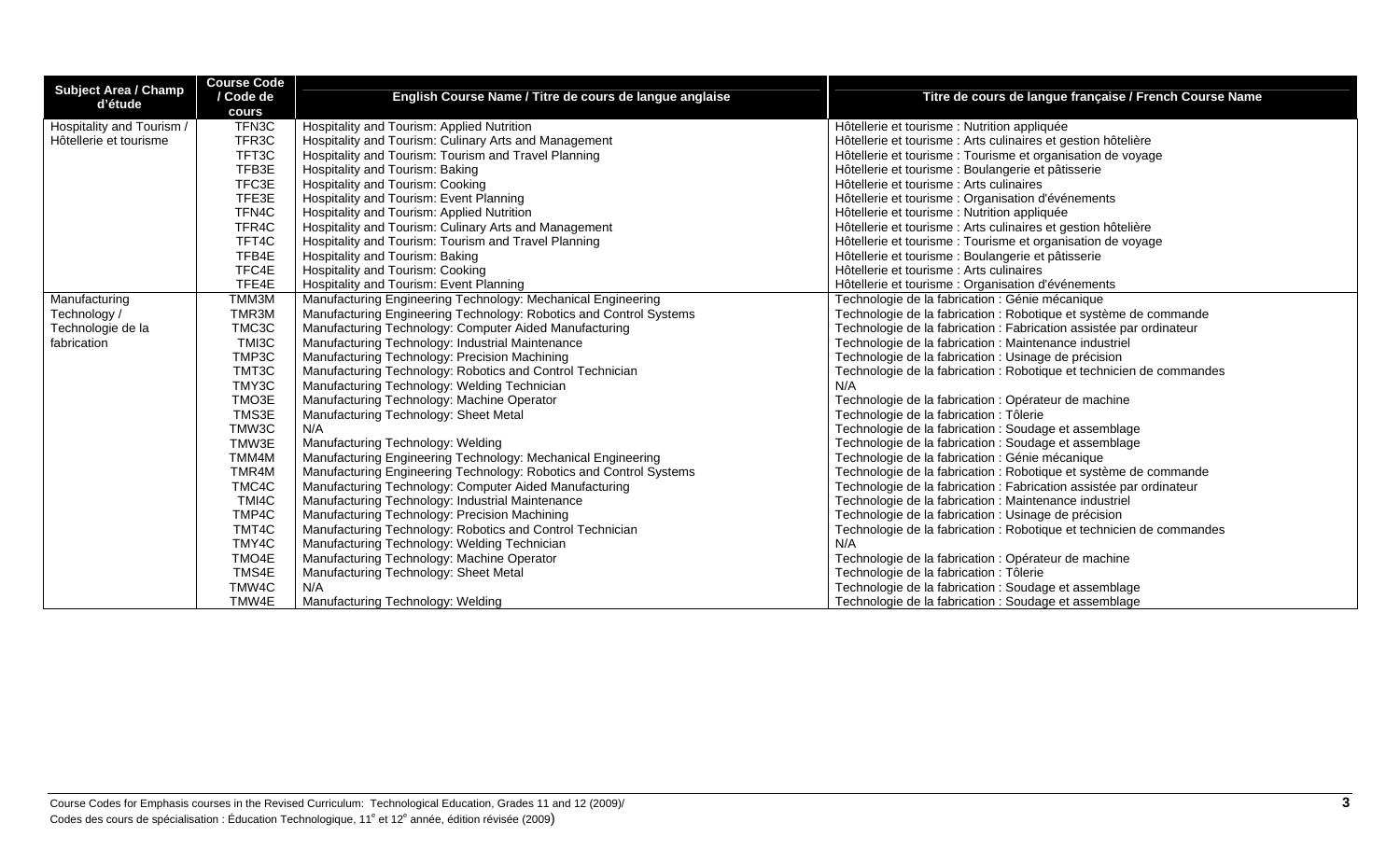| Subject Area / Champ d'étude | Course Code / Code de cours | English Course Name / Titre de cours de langue anglaise | Titre de cours de langue française / French Course Name |
|---|---|---|---|
| Hospitality and Tourism / Hôtellerie et tourisme | TFN3C | Hospitality and Tourism: Applied Nutrition | Hôtellerie et tourisme : Nutrition appliquée |
| | TFR3C | Hospitality and Tourism: Culinary Arts and Management | Hôtellerie et tourisme : Arts culinaires et gestion hôtelière |
| | TFT3C | Hospitality and Tourism: Tourism and Travel Planning | Hôtellerie et tourisme : Tourisme et organisation de voyage |
| | TFB3E | Hospitality and Tourism: Baking | Hôtellerie et tourisme : Boulangerie et pâtisserie |
| | TFC3E | Hospitality and Tourism: Cooking | Hôtellerie et tourisme : Arts culinaires |
| | TFE3E | Hospitality and Tourism: Event Planning | Hôtellerie et tourisme : Organisation d'événements |
| | TFN4C | Hospitality and Tourism: Applied Nutrition | Hôtellerie et tourisme : Nutrition appliquée |
| | TFR4C | Hospitality and Tourism: Culinary Arts and Management | Hôtellerie et tourisme : Arts culinaires et gestion hôtelière |
| | TFT4C | Hospitality and Tourism: Tourism and Travel Planning | Hôtellerie et tourisme : Tourisme et organisation de voyage |
| | TFB4E | Hospitality and Tourism: Baking | Hôtellerie et tourisme : Boulangerie et pâtisserie |
| | TFC4E | Hospitality and Tourism: Cooking | Hôtellerie et tourisme : Arts culinaires |
| | TFE4E | Hospitality and Tourism: Event Planning | Hôtellerie et tourisme : Organisation d'événements |
| Manufacturing Technology / Technologie de la fabrication | TMM3M | Manufacturing Engineering Technology: Mechanical Engineering | Technologie de la fabrication : Génie mécanique |
| | TMR3M | Manufacturing Engineering Technology: Robotics and Control Systems | Technologie de la fabrication : Robotique et système de commande |
| | TMC3C | Manufacturing Technology: Computer Aided Manufacturing | Technologie de la fabrication : Fabrication assistée par ordinateur |
| | TMI3C | Manufacturing Technology: Industrial Maintenance | Technologie de la fabrication : Maintenance industriel |
| | TMP3C | Manufacturing Technology: Precision Machining | Technologie de la fabrication : Usinage de précision |
| | TMT3C | Manufacturing Technology: Robotics and Control Technician | Technologie de la fabrication : Robotique et technicien de commandes |
| | TMY3C | Manufacturing Technology: Welding Technician | N/A |
| | TMO3E | Manufacturing Technology: Machine Operator | Technologie de la fabrication : Opérateur de machine |
| | TMS3E | Manufacturing Technology: Sheet Metal | Technologie de la fabrication : Tôlerie |
| | TMW3C | N/A | Technologie de la fabrication : Soudage et assemblage |
| | TMW3E | Manufacturing Technology: Welding | Technologie de la fabrication : Soudage et assemblage |
| | TMM4M | Manufacturing Engineering Technology: Mechanical Engineering | Technologie de la fabrication : Génie mécanique |
| | TMR4M | Manufacturing Engineering Technology: Robotics and Control Systems | Technologie de la fabrication : Robotique et système de commande |
| | TMC4C | Manufacturing Technology: Computer Aided Manufacturing | Technologie de la fabrication : Fabrication assistée par ordinateur |
| | TMI4C | Manufacturing Technology: Industrial Maintenance | Technologie de la fabrication : Maintenance industriel |
| | TMP4C | Manufacturing Technology: Precision Machining | Technologie de la fabrication : Usinage de précision |
| | TMT4C | Manufacturing Technology: Robotics and Control Technician | Technologie de la fabrication : Robotique et technicien de commandes |
| | TMY4C | Manufacturing Technology: Welding Technician | N/A |
| | TMO4E | Manufacturing Technology: Machine Operator | Technologie de la fabrication : Opérateur de machine |
| | TMS4E | Manufacturing Technology: Sheet Metal | Technologie de la fabrication : Tôlerie |
| | TMW4C | N/A | Technologie de la fabrication : Soudage et assemblage |
| | TMW4E | Manufacturing Technology: Welding | Technologie de la fabrication : Soudage et assemblage |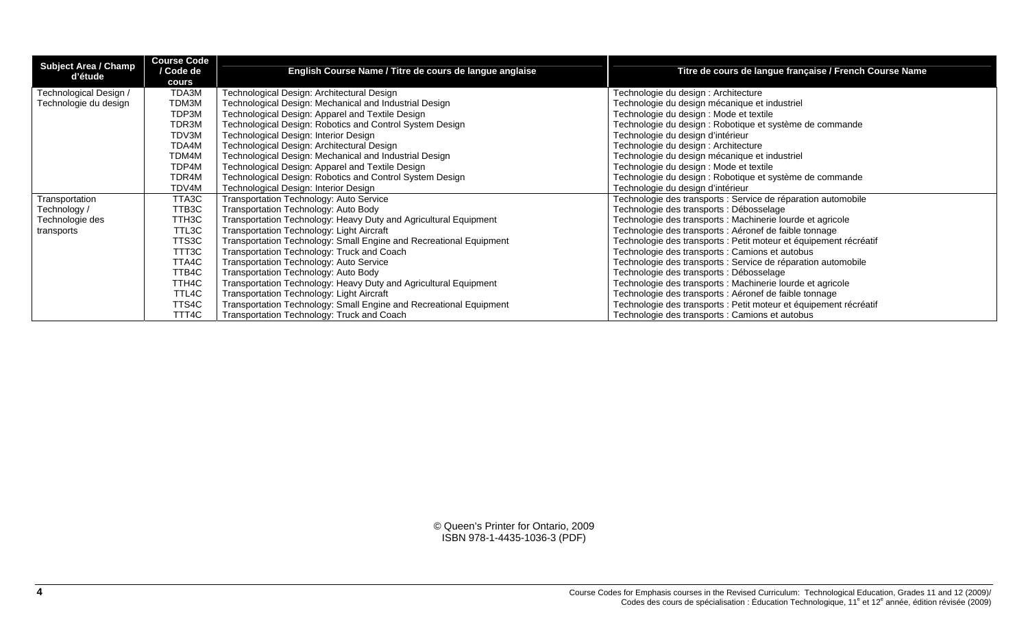| Subject Area / Champ d'étude | Course Code / Code de cours | English Course Name / Titre de cours de langue anglaise | Titre de cours de langue française / French Course Name |
|---|---|---|---|
| Technological Design / Technologie du design | TDA3M | Technological Design: Architectural Design | Technologie du design : Architecture |
| | TDM3M | Technological Design: Mechanical and Industrial Design | Technologie du design mécanique et industriel |
| | TDP3M | Technological Design: Apparel and Textile Design | Technologie du design : Mode et textile |
| | TDR3M | Technological Design: Robotics and Control System Design | Technologie du design : Robotique et système de commande |
| | TDV3M | Technological Design: Interior Design | Technologie du design d'intérieur |
| | TDA4M | Technological Design: Architectural Design | Technologie du design : Architecture |
| | TDM4M | Technological Design: Mechanical and Industrial Design | Technologie du design mécanique et industriel |
| | TDP4M | Technological Design: Apparel and Textile Design | Technologie du design : Mode et textile |
| | TDR4M | Technological Design: Robotics and Control System Design | Technologie du design : Robotique et système de commande |
| | TDV4M | Technological Design: Interior Design | Technologie du design d'intérieur |
| Transportation Technology / Technologie des transports | TTA3C | Transportation Technology: Auto Service | Technologie des transports : Service de réparation automobile |
| | TTB3C | Transportation Technology: Auto Body | Technologie des transports : Débosselage |
| | TTH3C | Transportation Technology: Heavy Duty and Agricultural Equipment | Technologie des transports : Machinerie lourde et agricole |
| | TTL3C | Transportation Technology: Light Aircraft | Technologie des transports : Aéronef de faible tonnage |
| | TTS3C | Transportation Technology: Small Engine and Recreational Equipment | Technologie des transports : Petit moteur et équipement récréatif |
| | TTT3C | Transportation Technology: Truck and Coach | Technologie des transports : Camions et autobus |
| | TTA4C | Transportation Technology: Auto Service | Technologie des transports : Service de réparation automobile |
| | TTB4C | Transportation Technology: Auto Body | Technologie des transports : Débosselage |
| | TTH4C | Transportation Technology: Heavy Duty and Agricultural Equipment | Technologie des transports : Machinerie lourde et agricole |
| | TTL4C | Transportation Technology: Light Aircraft | Technologie des transports : Aéronef de faible tonnage |
| | TTS4C | Transportation Technology: Small Engine and Recreational Equipment | Technologie des transports : Petit moteur et équipement récréatif |
| | TTT4C | Transportation Technology: Truck and Coach | Technologie des transports : Camions et autobus |

© Queen's Printer for Ontario, 2009
ISBN 978-1-4435-1036-3 (PDF)